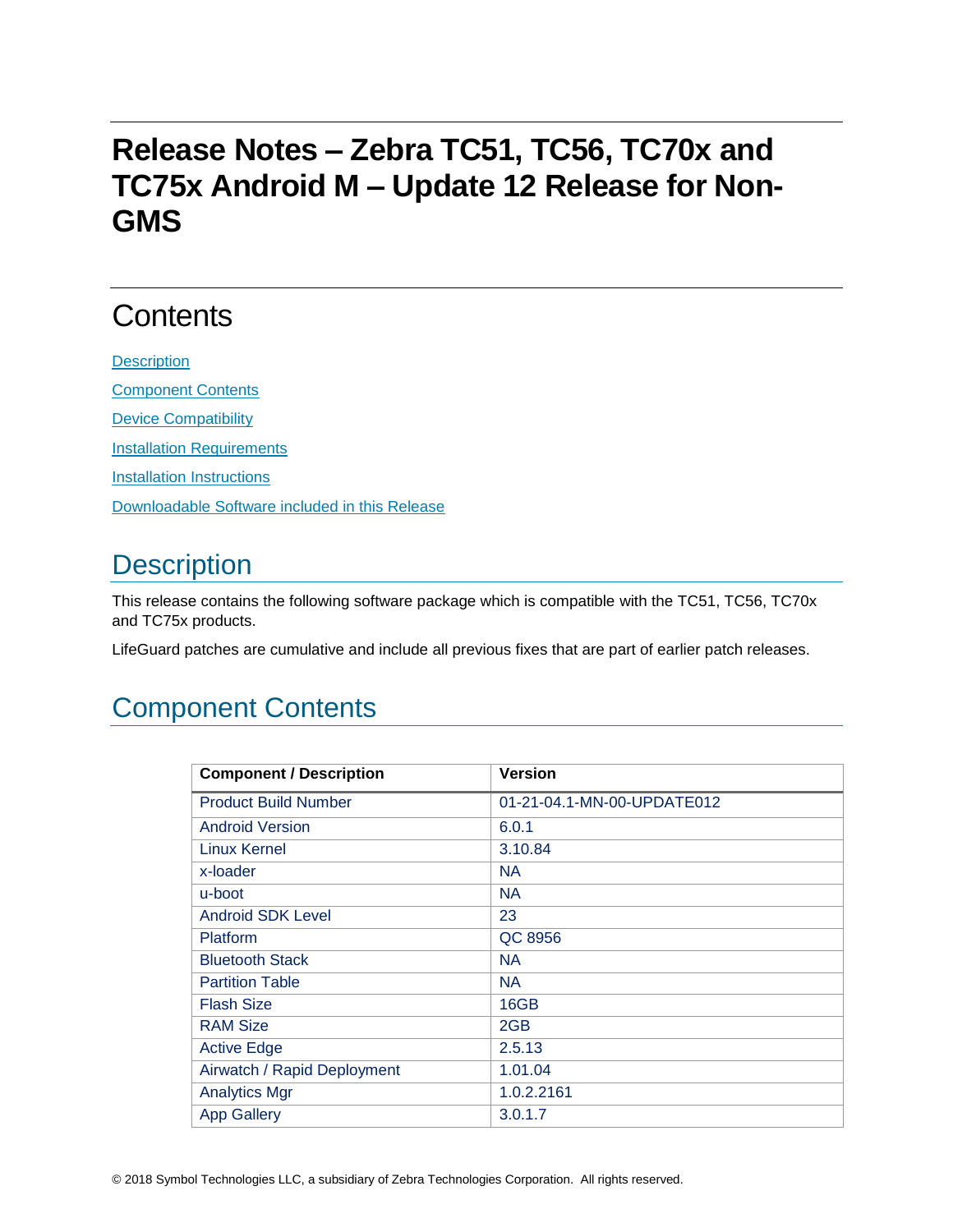# Release Notes – Zebra TC51, TC56, TC70x and TC75x Android M – Update 12 Release for Non-GMS

## Contents

[Description](#description)

[Component Contents](#component-contents)

[Device Compatibility](#device-compatibility)

[Installation Requirements](#installation-requirements)

[Installation Instructions](#installation-instructions)

[Downloadable Software included in this Release](#downloadable-software-included-in-this-release)

## Description

This release contains the following software package which is compatible with the TC51, TC56, TC70x and TC75x products.

LifeGuard patches are cumulative and include all previous fixes that are part of earlier patch releases.

## Component Contents

| Component / Description | Version |
| --- | --- |
| Product Build Number | 01-21-04.1-MN-00-UPDATE012 |
| Android Version | 6.0.1 |
| Linux Kernel | 3.10.84 |
| x-loader | NA |
| u-boot | NA |
| Android SDK Level | 23 |
| Platform | QC 8956 |
| Bluetooth Stack | NA |
| Partition Table | NA |
| Flash Size | 16GB |
| RAM Size | 2GB |
| Active Edge | 2.5.13 |
| Airwatch / Rapid Deployment | 1.01.04 |
| Analytics Mgr | 1.0.2.2161 |
| App Gallery | 3.0.1.7 |

© 2018 Symbol Technologies LLC, a subsidiary of Zebra Technologies Corporation. All rights reserved.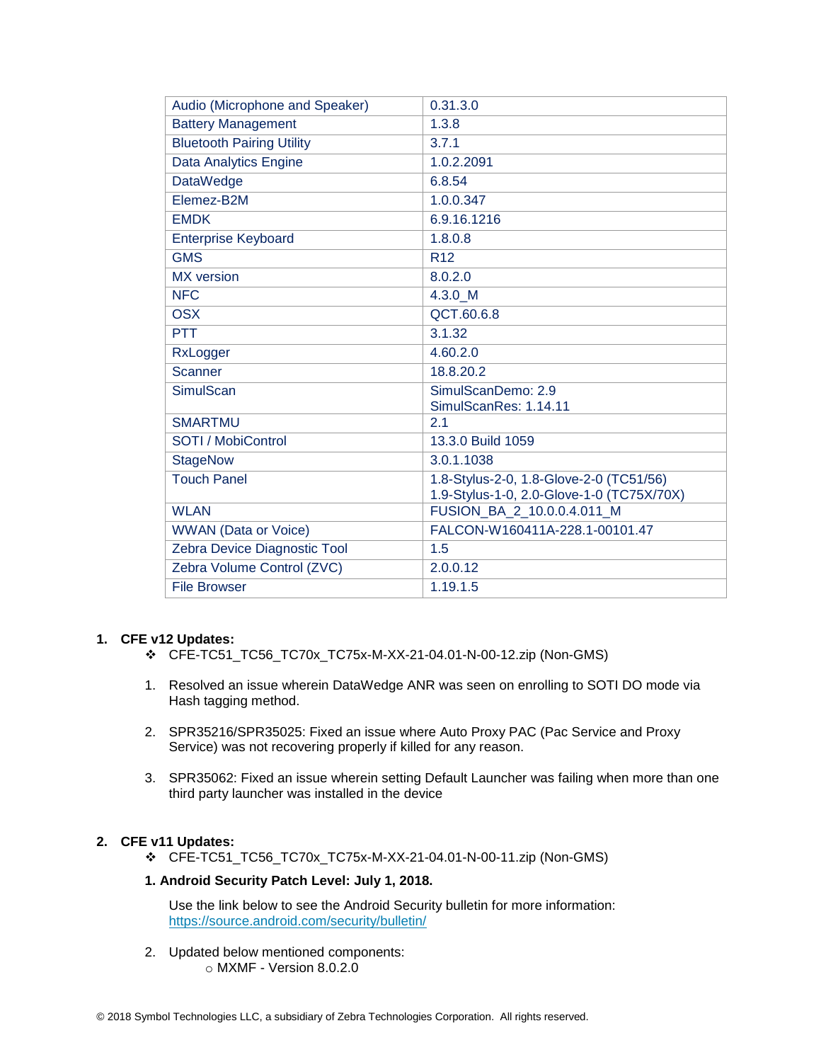| Audio (Microphone and Speaker) | 0.31.3.0 |
|---|---|
| Battery Management | 1.3.8 |
| Bluetooth Pairing Utility | 3.7.1 |
| Data Analytics Engine | 1.0.2.2091 |
| DataWedge | 6.8.54 |
| Elemez-B2M | 1.0.0.347 |
| EMDK | 6.9.16.1216 |
| Enterprise Keyboard | 1.8.0.8 |
| GMS | R12 |
| MX version | 8.0.2.0 |
| NFC | 4.3.0_M |
| OSX | QCT.60.6.8 |
| PTT | 3.1.32 |
| RxLogger | 4.60.2.0 |
| Scanner | 18.8.20.2 |
| SimulScan | SimulScanDemo: 2.9<br>SimulScanRes: 1.14.11 |
| SMARTMU | 2.1 |
| SOTI / MobiControl | 13.3.0 Build 1059 |
| StageNow | 3.0.1.1038 |
| Touch Panel | 1.8-Stylus-2-0, 1.8-Glove-2-0 (TC51/56)<br>1.9-Stylus-1-0, 2.0-Glove-1-0 (TC75X/70X) |
| WLAN | FUSION_BA_2_10.0.0.4.011_M |
| WWAN (Data or Voice) | FALCON-W160411A-228.1-00101.47 |
| Zebra Device Diagnostic Tool | 1.5 |
| Zebra Volume Control (ZVC) | 2.0.0.12 |
| File Browser | 1.19.1.5 |

1. **CFE v12 Updates:**
   - ❖ CFE-TC51_TC56_TC70x_TC75x-M-XX-21-04.01-N-00-12.zip (Non-GMS)

   1. Resolved an issue wherein DataWedge ANR was seen on enrolling to SOTI DO mode via Hash tagging method.

   2. SPR35216/SPR35025: Fixed an issue where Auto Proxy PAC (Pac Service and Proxy Service) was not recovering properly if killed for any reason.

   3. SPR35062: Fixed an issue wherein setting Default Launcher was failing when more than one third party launcher was installed in the device

2. **CFE v11 Updates:**
   - ❖ CFE-TC51_TC56_TC70x_TC75x-M-XX-21-04.01-N-00-11.zip (Non-GMS)

   1. **Android Security Patch Level: July 1, 2018.**

      Use the link below to see the Android Security bulletin for more information: https://source.android.com/security/bulletin/

   2. Updated below mentioned components:
      - MXMF - Version 8.0.2.0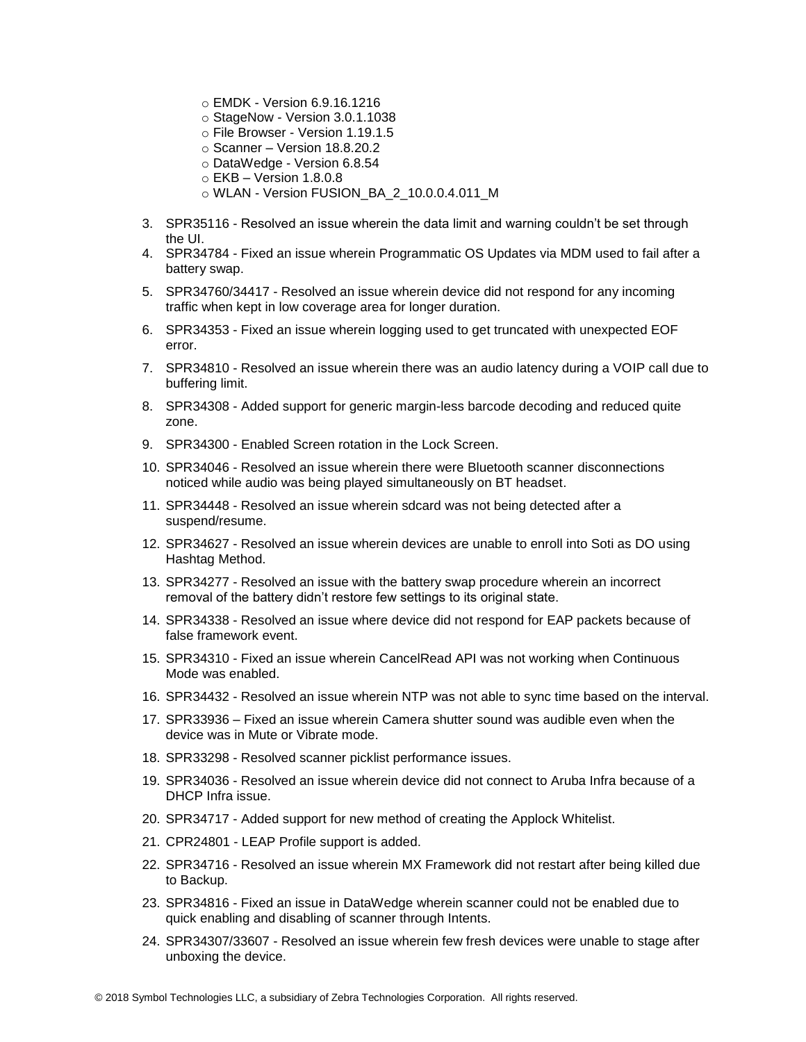- EMDK - Version 6.9.16.1216
    - StageNow - Version 3.0.1.1038
    - File Browser - Version 1.19.1.5
    - Scanner – Version 18.8.20.2
    - DataWedge - Version 6.8.54
    - EKB – Version 1.8.0.8
    - WLAN - Version FUSION_BA_2_10.0.0.4.011_M

3. SPR35116 - Resolved an issue wherein the data limit and warning couldn't be set through the UI.
4. SPR34784 - Fixed an issue wherein Programmatic OS Updates via MDM used to fail after a battery swap.
5. SPR34760/34417 - Resolved an issue wherein device did not respond for any incoming traffic when kept in low coverage area for longer duration.
6. SPR34353 - Fixed an issue wherein logging used to get truncated with unexpected EOF error.
7. SPR34810 - Resolved an issue wherein there was an audio latency during a VOIP call due to buffering limit.
8. SPR34308 - Added support for generic margin-less barcode decoding and reduced quite zone.
9. SPR34300 - Enabled Screen rotation in the Lock Screen.
10. SPR34046 - Resolved an issue wherein there were Bluetooth scanner disconnections noticed while audio was being played simultaneously on BT headset.
11. SPR34448 - Resolved an issue wherein sdcard was not being detected after a suspend/resume.
12. SPR34627 - Resolved an issue wherein devices are unable to enroll into Soti as DO using Hashtag Method.
13. SPR34277 - Resolved an issue with the battery swap procedure wherein an incorrect removal of the battery didn't restore few settings to its original state.
14. SPR34338 - Resolved an issue where device did not respond for EAP packets because of false framework event.
15. SPR34310 - Fixed an issue wherein CancelRead API was not working when Continuous Mode was enabled.
16. SPR34432 - Resolved an issue wherein NTP was not able to sync time based on the interval.
17. SPR33936 – Fixed an issue wherein Camera shutter sound was audible even when the device was in Mute or Vibrate mode.
18. SPR33298 - Resolved scanner picklist performance issues.
19. SPR34036 - Resolved an issue wherein device did not connect to Aruba Infra because of a DHCP Infra issue.
20. SPR34717 - Added support for new method of creating the Applock Whitelist.
21. CPR24801 - LEAP Profile support is added.
22. SPR34716 - Resolved an issue wherein MX Framework did not restart after being killed due to Backup.
23. SPR34816 - Fixed an issue in DataWedge wherein scanner could not be enabled due to quick enabling and disabling of scanner through Intents.
24. SPR34307/33607 - Resolved an issue wherein few fresh devices were unable to stage after unboxing the device.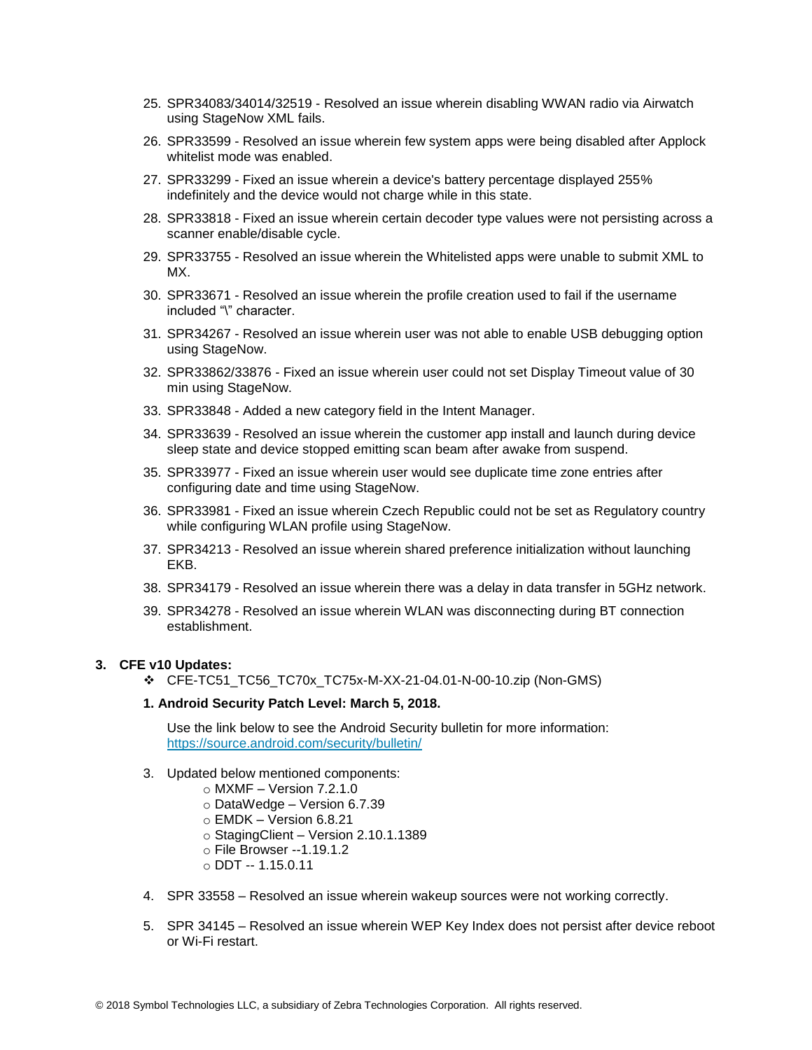25. SPR34083/34014/32519 - Resolved an issue wherein disabling WWAN radio via Airwatch using StageNow XML fails.

26. SPR33599 - Resolved an issue wherein few system apps were being disabled after Applock whitelist mode was enabled.

27. SPR33299 - Fixed an issue wherein a device's battery percentage displayed 255% indefinitely and the device would not charge while in this state.

28. SPR33818 - Fixed an issue wherein certain decoder type values were not persisting across a scanner enable/disable cycle.

29. SPR33755 - Resolved an issue wherein the Whitelisted apps were unable to submit XML to MX.

30. SPR33671 - Resolved an issue wherein the profile creation used to fail if the username included "\" character.

31. SPR34267 - Resolved an issue wherein user was not able to enable USB debugging option using StageNow.

32. SPR33862/33876 - Fixed an issue wherein user could not set Display Timeout value of 30 min using StageNow.

33. SPR33848 - Added a new category field in the Intent Manager.

34. SPR33639 - Resolved an issue wherein the customer app install and launch during device sleep state and device stopped emitting scan beam after awake from suspend.

35. SPR33977 - Fixed an issue wherein user would see duplicate time zone entries after configuring date and time using StageNow.

36. SPR33981 - Fixed an issue wherein Czech Republic could not be set as Regulatory country while configuring WLAN profile using StageNow.

37. SPR34213 - Resolved an issue wherein shared preference initialization without launching EKB.

38. SPR34179 - Resolved an issue wherein there was a delay in data transfer in 5GHz network.

39. SPR34278 - Resolved an issue wherein WLAN was disconnecting during BT connection establishment.

**3. CFE v10 Updates:**

❖ CFE-TC51_TC56_TC70x_TC75x-M-XX-21-04.01-N-00-10.zip (Non-GMS)

**1. Android Security Patch Level: March 5, 2018.**

Use the link below to see the Android Security bulletin for more information: https://source.android.com/security/bulletin/

3. Updated below mentioned components:
   - MXMF – Version 7.2.1.0
   - DataWedge – Version 6.7.39
   - EMDK – Version 6.8.21
   - StagingClient – Version 2.10.1.1389
   - File Browser --1.19.1.2
   - DDT -- 1.15.0.11

4. SPR 33558 – Resolved an issue wherein wakeup sources were not working correctly.

5. SPR 34145 – Resolved an issue wherein WEP Key Index does not persist after device reboot or Wi-Fi restart.

© 2018 Symbol Technologies LLC, a subsidiary of Zebra Technologies Corporation. All rights reserved.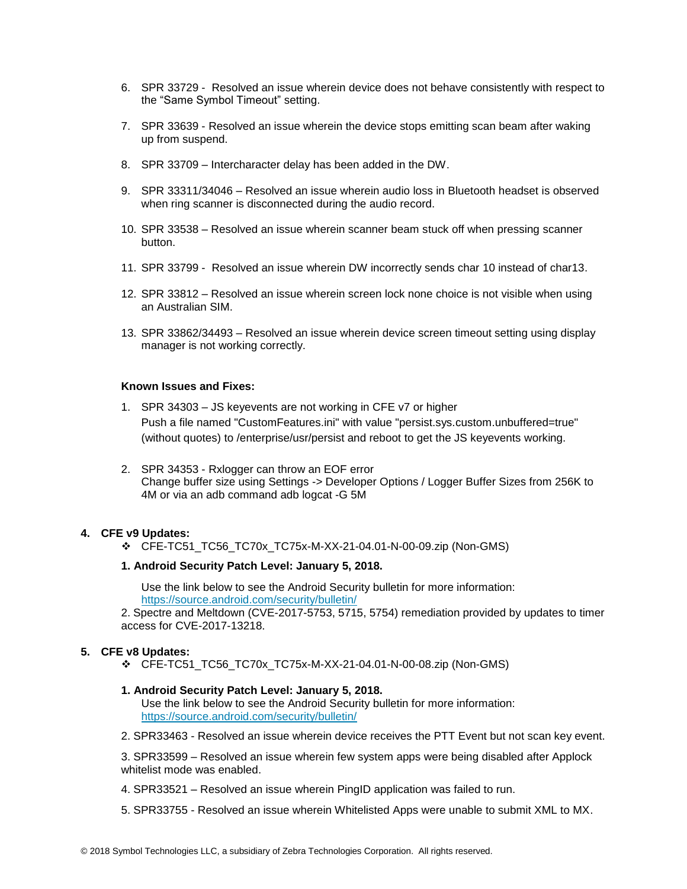6. SPR 33729 - Resolved an issue wherein device does not behave consistently with respect to the "Same Symbol Timeout" setting.

7. SPR 33639 - Resolved an issue wherein the device stops emitting scan beam after waking up from suspend.

8. SPR 33709 – Intercharacter delay has been added in the DW.

9. SPR 33311/34046 – Resolved an issue wherein audio loss in Bluetooth headset is observed when ring scanner is disconnected during the audio record.

10. SPR 33538 – Resolved an issue wherein scanner beam stuck off when pressing scanner button.

11. SPR 33799 - Resolved an issue wherein DW incorrectly sends char 10 instead of char13.

12. SPR 33812 – Resolved an issue wherein screen lock none choice is not visible when using an Australian SIM.

13. SPR 33862/34493 – Resolved an issue wherein device screen timeout setting using display manager is not working correctly.

**Known Issues and Fixes:**

1. SPR 34303 – JS keyevents are not working in CFE v7 or higher
   Push a file named "CustomFeatures.ini" with value "persist.sys.custom.unbuffered=true" (without quotes) to /enterprise/usr/persist and reboot to get the JS keyevents working.

2. SPR 34353 - Rxlogger can throw an EOF error
   Change buffer size using Settings -> Developer Options / Logger Buffer Sizes from 256K to 4M or via an adb command adb logcat -G 5M

**4. CFE v9 Updates:**

- ❖ CFE-TC51_TC56_TC70x_TC75x-M-XX-21-04.01-N-00-09.zip (Non-GMS)

**1. Android Security Patch Level: January 5, 2018.**

Use the link below to see the Android Security bulletin for more information: https://source.android.com/security/bulletin/

2. Spectre and Meltdown (CVE-2017-5753, 5715, 5754) remediation provided by updates to timer access for CVE-2017-13218.

**5. CFE v8 Updates:**

- ❖ CFE-TC51_TC56_TC70x_TC75x-M-XX-21-04.01-N-00-08.zip (Non-GMS)

**1. Android Security Patch Level: January 5, 2018.**

Use the link below to see the Android Security bulletin for more information: https://source.android.com/security/bulletin/

2. SPR33463 - Resolved an issue wherein device receives the PTT Event but not scan key event.

3. SPR33599 – Resolved an issue wherein few system apps were being disabled after Applock whitelist mode was enabled.

4. SPR33521 – Resolved an issue wherein PingID application was failed to run.

5. SPR33755 - Resolved an issue wherein Whitelisted Apps were unable to submit XML to MX.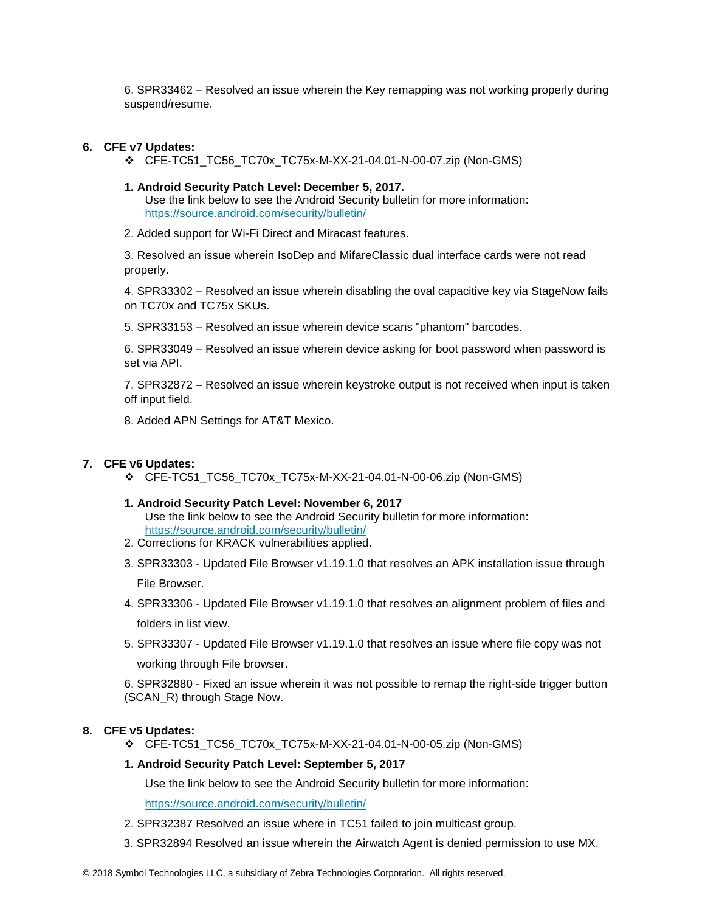6. SPR33462 – Resolved an issue wherein the Key remapping was not working properly during suspend/resume.

6. **CFE v7 Updates:**
   - ❖ CFE-TC51_TC56_TC70x_TC75x-M-XX-21-04.01-N-00-07.zip (Non-GMS)

   1. **Android Security Patch Level: December 5, 2017.**
      Use the link below to see the Android Security bulletin for more information: https://source.android.com/security/bulletin/

   2. Added support for Wi-Fi Direct and Miracast features.

   3. Resolved an issue wherein IsoDep and MifareClassic dual interface cards were not read properly.

   4. SPR33302 – Resolved an issue wherein disabling the oval capacitive key via StageNow fails on TC70x and TC75x SKUs.

   5. SPR33153 – Resolved an issue wherein device scans "phantom" barcodes.

   6. SPR33049 – Resolved an issue wherein device asking for boot password when password is set via API.

   7. SPR32872 – Resolved an issue wherein keystroke output is not received when input is taken off input field.

   8. Added APN Settings for AT&T Mexico.

7. **CFE v6 Updates:**
   - ❖ CFE-TC51_TC56_TC70x_TC75x-M-XX-21-04.01-N-00-06.zip (Non-GMS)

   1. **Android Security Patch Level: November 6, 2017**
      Use the link below to see the Android Security bulletin for more information: https://source.android.com/security/bulletin/

   2. Corrections for KRACK vulnerabilities applied.

   3. SPR33303 - Updated File Browser v1.19.1.0 that resolves an APK installation issue through File Browser.

   4. SPR33306 - Updated File Browser v1.19.1.0 that resolves an alignment problem of files and folders in list view.

   5. SPR33307 - Updated File Browser v1.19.1.0 that resolves an issue where file copy was not working through File browser.

   6. SPR32880 - Fixed an issue wherein it was not possible to remap the right-side trigger button (SCAN_R) through Stage Now.

8. **CFE v5 Updates:**
   - ❖ CFE-TC51_TC56_TC70x_TC75x-M-XX-21-04.01-N-00-05.zip (Non-GMS)

   1. **Android Security Patch Level: September 5, 2017**

      Use the link below to see the Android Security bulletin for more information:

      https://source.android.com/security/bulletin/

   2. SPR32387 Resolved an issue where in TC51 failed to join multicast group.

   3. SPR32894 Resolved an issue wherein the Airwatch Agent is denied permission to use MX.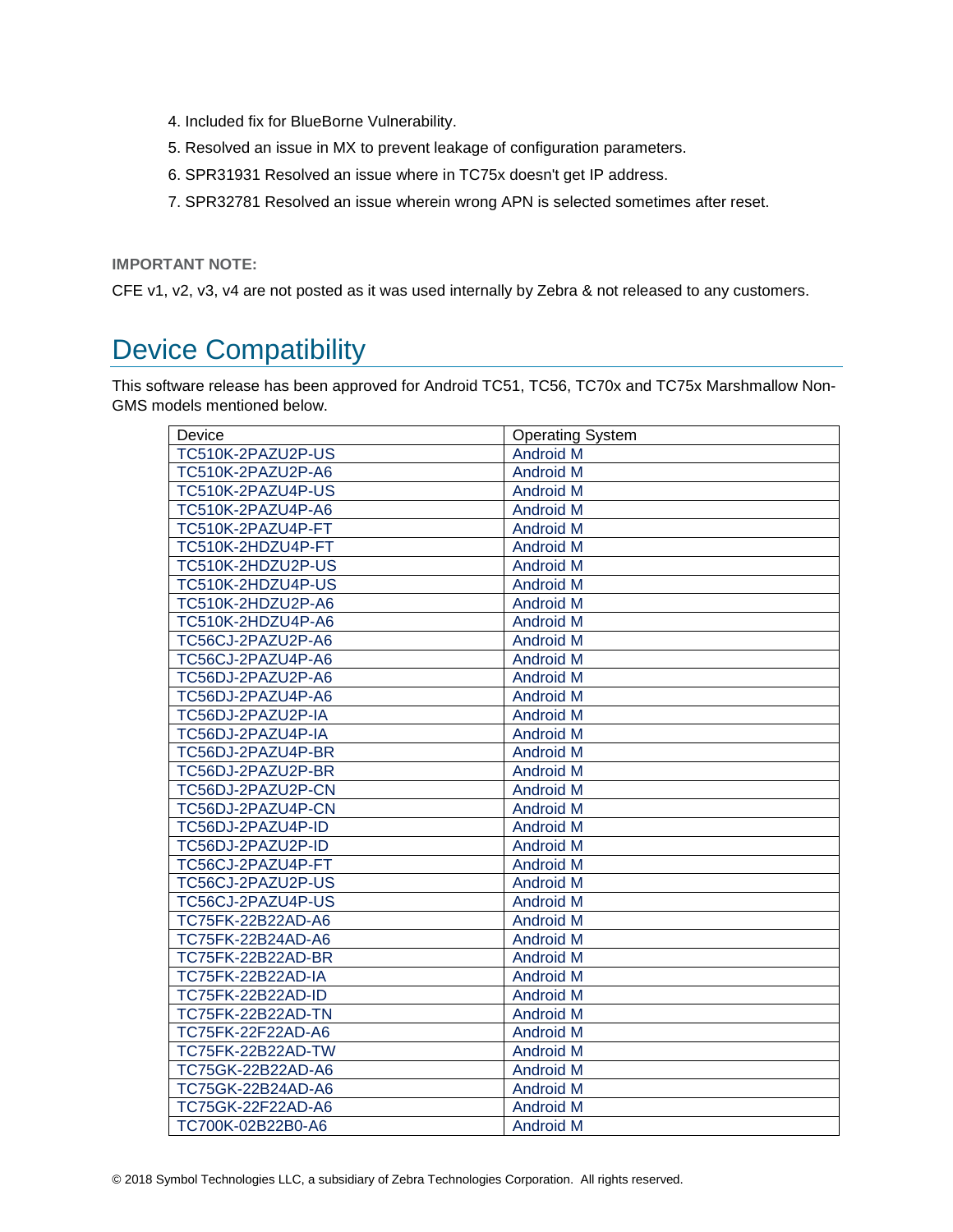4. Included fix for BlueBorne Vulnerability.
5. Resolved an issue in MX to prevent leakage of configuration parameters.
6. SPR31931 Resolved an issue where in TC75x doesn't get IP address.
7. SPR32781 Resolved an issue wherein wrong APN is selected sometimes after reset.

**IMPORTANT NOTE:**

CFE v1, v2, v3, v4 are not posted as it was used internally by Zebra & not released to any customers.

## Device Compatibility

This software release has been approved for Android TC51, TC56, TC70x and TC75x Marshmallow Non-GMS models mentioned below.

| Device | Operating System |
|---|---|
| TC510K-2PAZU2P-US | Android M |
| TC510K-2PAZU2P-A6 | Android M |
| TC510K-2PAZU4P-US | Android M |
| TC510K-2PAZU4P-A6 | Android M |
| TC510K-2PAZU4P-FT | Android M |
| TC510K-2HDZU4P-FT | Android M |
| TC510K-2HDZU2P-US | Android M |
| TC510K-2HDZU4P-US | Android M |
| TC510K-2HDZU2P-A6 | Android M |
| TC510K-2HDZU4P-A6 | Android M |
| TC56CJ-2PAZU2P-A6 | Android M |
| TC56CJ-2PAZU4P-A6 | Android M |
| TC56DJ-2PAZU2P-A6 | Android M |
| TC56DJ-2PAZU4P-A6 | Android M |
| TC56DJ-2PAZU2P-IA | Android M |
| TC56DJ-2PAZU4P-IA | Android M |
| TC56DJ-2PAZU4P-BR | Android M |
| TC56DJ-2PAZU2P-BR | Android M |
| TC56DJ-2PAZU2P-CN | Android M |
| TC56DJ-2PAZU4P-CN | Android M |
| TC56DJ-2PAZU4P-ID | Android M |
| TC56DJ-2PAZU2P-ID | Android M |
| TC56CJ-2PAZU4P-FT | Android M |
| TC56CJ-2PAZU2P-US | Android M |
| TC56CJ-2PAZU4P-US | Android M |
| TC75FK-22B22AD-A6 | Android M |
| TC75FK-22B24AD-A6 | Android M |
| TC75FK-22B22AD-BR | Android M |
| TC75FK-22B22AD-IA | Android M |
| TC75FK-22B22AD-ID | Android M |
| TC75FK-22B22AD-TN | Android M |
| TC75FK-22F22AD-A6 | Android M |
| TC75FK-22B22AD-TW | Android M |
| TC75GK-22B22AD-A6 | Android M |
| TC75GK-22B24AD-A6 | Android M |
| TC75GK-22F22AD-A6 | Android M |
| TC700K-02B22B0-A6 | Android M |

© 2018 Symbol Technologies LLC, a subsidiary of Zebra Technologies Corporation. All rights reserved.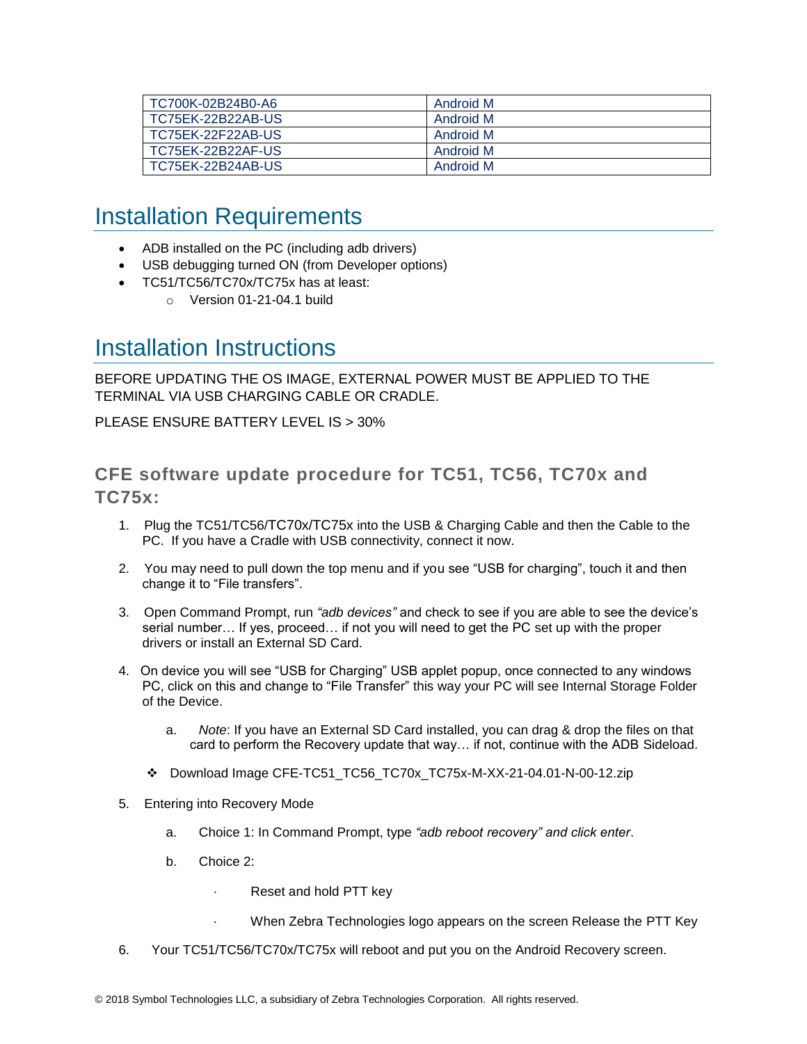| TC700K-02B24B0-A6 | Android M |
|---|---|
| TC75EK-22B22AB-US | Android M |
| TC75EK-22F22AB-US | Android M |
| TC75EK-22B22AF-US | Android M |
| TC75EK-22B24AB-US | Android M |

# Installation Requirements

- ADB installed on the PC (including adb drivers)
- USB debugging turned ON (from Developer options)
- TC51/TC56/TC70x/TC75x has at least:
  - Version 01-21-04.1 build

# Installation Instructions

BEFORE UPDATING THE OS IMAGE, EXTERNAL POWER MUST BE APPLIED TO THE TERMINAL VIA USB CHARGING CABLE OR CRADLE.

PLEASE ENSURE BATTERY LEVEL IS > 30%

### CFE software update procedure for TC51, TC56, TC70x and TC75x:

1. Plug the TC51/TC56/TC70x/TC75x into the USB & Charging Cable and then the Cable to the PC. If you have a Cradle with USB connectivity, connect it now.

2. You may need to pull down the top menu and if you see “USB for charging”, touch it and then change it to “File transfers”.

3. Open Command Prompt, run *“adb devices”* and check to see if you are able to see the device’s serial number… If yes, proceed… if not you will need to get the PC set up with the proper drivers or install an External SD Card.

4. On device you will see “USB for Charging” USB applet popup, once connected to any windows PC, click on this and change to “File Transfer” this way your PC will see Internal Storage Folder of the Device.

   a. *Note*: If you have an External SD Card installed, you can drag & drop the files on that card to perform the Recovery update that way… if not, continue with the ADB Sideload.

   ❖ Download Image CFE-TC51_TC56_TC70x_TC75x-M-XX-21-04.01-N-00-12.zip

5. Entering into Recovery Mode

   a. Choice 1: In Command Prompt, type *“adb reboot recovery” and click enter*.

   b. Choice 2:

      - Reset and hold PTT key

      - When Zebra Technologies logo appears on the screen Release the PTT Key

6. Your TC51/TC56/TC70x/TC75x will reboot and put you on the Android Recovery screen.

© 2018 Symbol Technologies LLC, a subsidiary of Zebra Technologies Corporation. All rights reserved.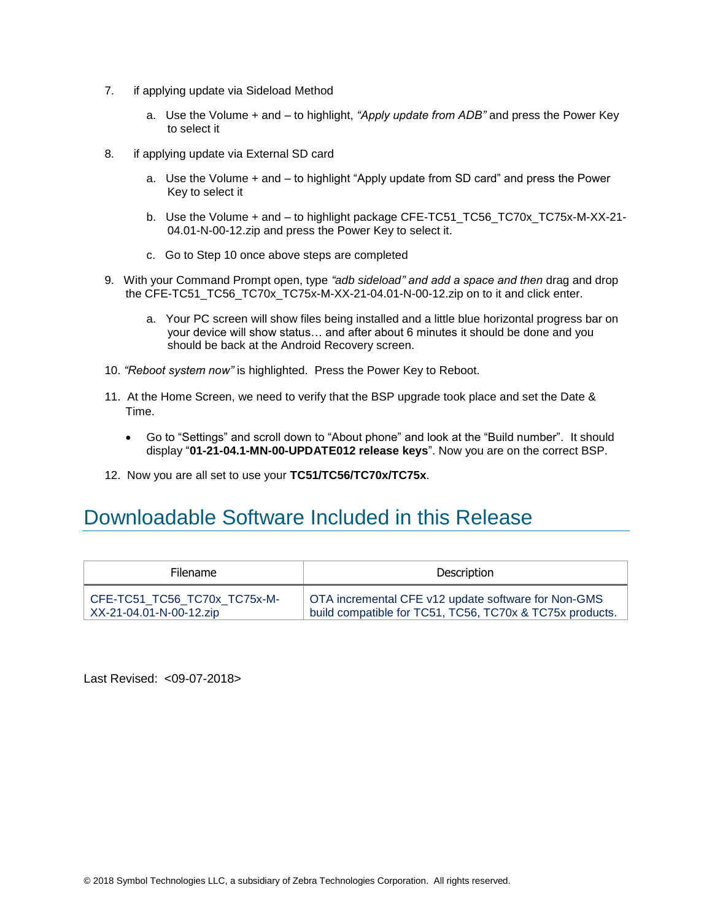7. if applying update via Sideload Method

   a. Use the Volume + and – to highlight, *"Apply update from ADB"* and press the Power Key to select it

8. if applying update via External SD card

   a. Use the Volume + and – to highlight "Apply update from SD card" and press the Power Key to select it

   b. Use the Volume + and – to highlight package CFE-TC51_TC56_TC70x_TC75x-M-XX-21-04.01-N-00-12.zip and press the Power Key to select it.

   c. Go to Step 10 once above steps are completed

9. With your Command Prompt open, type *"adb sideload" and add a space and then* drag and drop the CFE-TC51_TC56_TC70x_TC75x-M-XX-21-04.01-N-00-12.zip on to it and click enter.

   a. Your PC screen will show files being installed and a little blue horizontal progress bar on your device will show status… and after about 6 minutes it should be done and you should be back at the Android Recovery screen.

10. *"Reboot system now"* is highlighted. Press the Power Key to Reboot.

11. At the Home Screen, we need to verify that the BSP upgrade took place and set the Date & Time.

    - Go to "Settings" and scroll down to "About phone" and look at the "Build number". It should display "**01-21-04.1-MN-00-UPDATE012 release keys**". Now you are on the correct BSP.

12. Now you are all set to use your **TC51/TC56/TC70x/TC75x**.

# Downloadable Software Included in this Release

| Filename | Description |
| --- | --- |
| CFE-TC51_TC56_TC70x_TC75x-M-XX-21-04.01-N-00-12.zip | OTA incremental CFE v12 update software for Non-GMS build compatible for TC51, TC56, TC70x & TC75x products. |

Last Revised: <09-07-2018>

© 2018 Symbol Technologies LLC, a subsidiary of Zebra Technologies Corporation. All rights reserved.